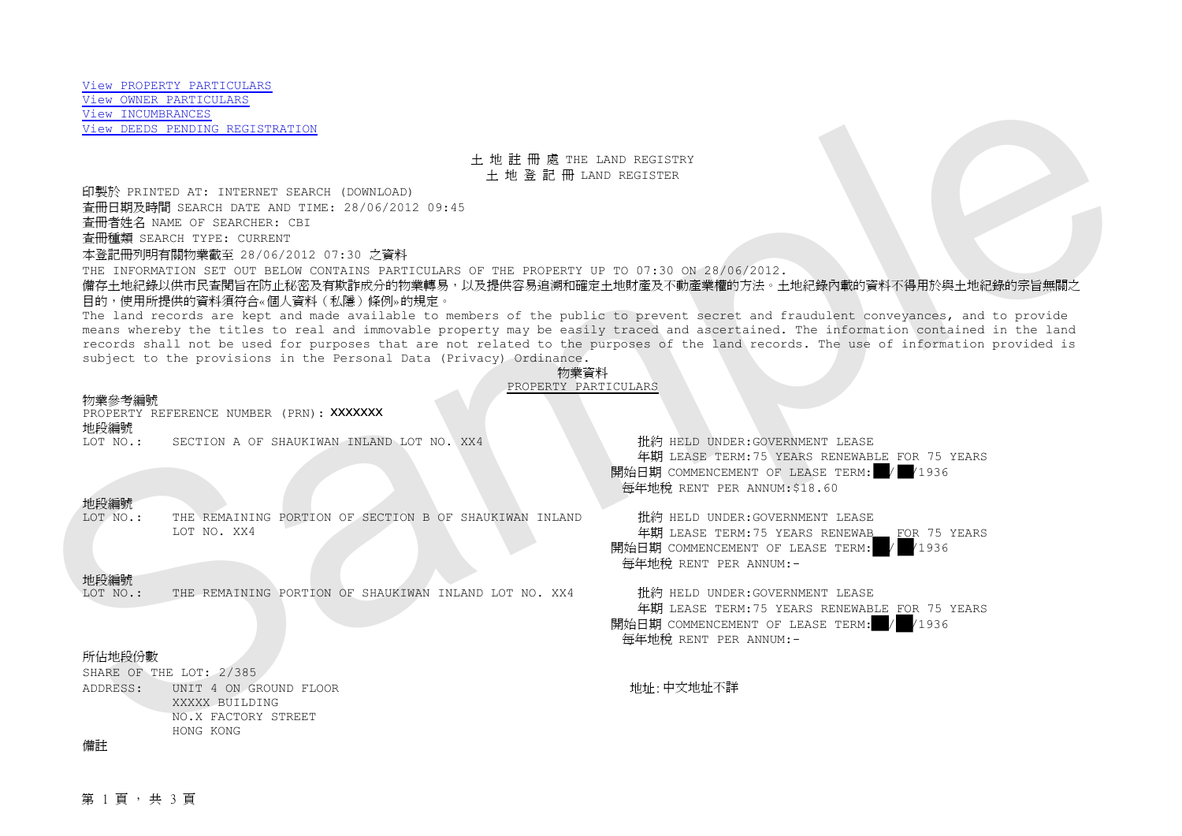View PROPERTY PARTICULARS
View OWNER PARTICULARS
View INCUMBRANCES
View DEEDS PENDING REGISTRATION

土 地 註 冊 處 THE LAND REGISTRY
土 地 登 記 冊 LAND REGISTER

印製於 PRINTED AT: INTERNET SEARCH (DOWNLOAD)
查冊日期及時間 SEARCH DATE AND TIME: 28/06/2012 09:45
查冊者姓名 NAME OF SEARCHER: CBI
查冊種類 SEARCH TYPE: CURRENT
本登記冊列明有關物業截至 28/06/2012 07:30 之資料
THE INFORMATION SET OUT BELOW CONTAINS PARTICULARS OF THE PROPERTY UP TO 07:30 ON 28/06/2012.

備存土地紀錄以供市民查閱旨在防止秘密及有欺詐成分的物業轉易，以及提供容易追溯和確定土地財產及不動產業權的方法。土地紀錄內載的資料不得用於與土地紀錄的宗旨無關之目的，使用所提供的資料須符合«個人資料（私隱）條例»的規定。
The land records are kept and made available to members of the public to prevent secret and fraudulent conveyances, and to provide means whereby the titles to real and immovable property may be easily traced and ascertained. The information contained in the land records shall not be used for purposes that are not related to the purposes of the land records. The use of information provided is subject to the provisions in the Personal Data (Privacy) Ordinance.

物業資料
PROPERTY PARTICULARS

物業參考編號
PROPERTY REFERENCE NUMBER (PRN): XXXXXXX

地段編號
LOT NO.: SECTION A OF SHAUKIWAN INLAND LOT NO. XX4

批約 HELD UNDER: GOVERNMENT LEASE
年期 LEASE TERM: 75 YEARS RENEWABLE FOR 75 YEARS
開始日期 COMMENCEMENT OF LEASE TERM: ██/██/1936
每年地稅 RENT PER ANNUM: $18.60

地段編號
LOT NO.: THE REMAINING PORTION OF SECTION B OF SHAUKIWAN INLAND LOT NO. XX4

批約 HELD UNDER: GOVERNMENT LEASE
年期 LEASE TERM: 75 YEARS RENEWABLE FOR 75 YEARS
開始日期 COMMENCEMENT OF LEASE TERM: ██/██/1936
每年地稅 RENT PER ANNUM: -

地段編號
LOT NO.: THE REMAINING PORTION OF SHAUKIWAN INLAND LOT NO. XX4

批約 HELD UNDER: GOVERNMENT LEASE
年期 LEASE TERM: 75 YEARS RENEWABLE FOR 75 YEARS
開始日期 COMMENCEMENT OF LEASE TERM: ██/██/1936
每年地稅 RENT PER ANNUM: -

所佔地段份數
SHARE OF THE LOT: 2/385

ADDRESS: UNIT 4 ON GROUND FLOOR
XXXXX BUILDING
NO.X FACTORY STREET
HONG KONG

地址: 中文地址不詳

備註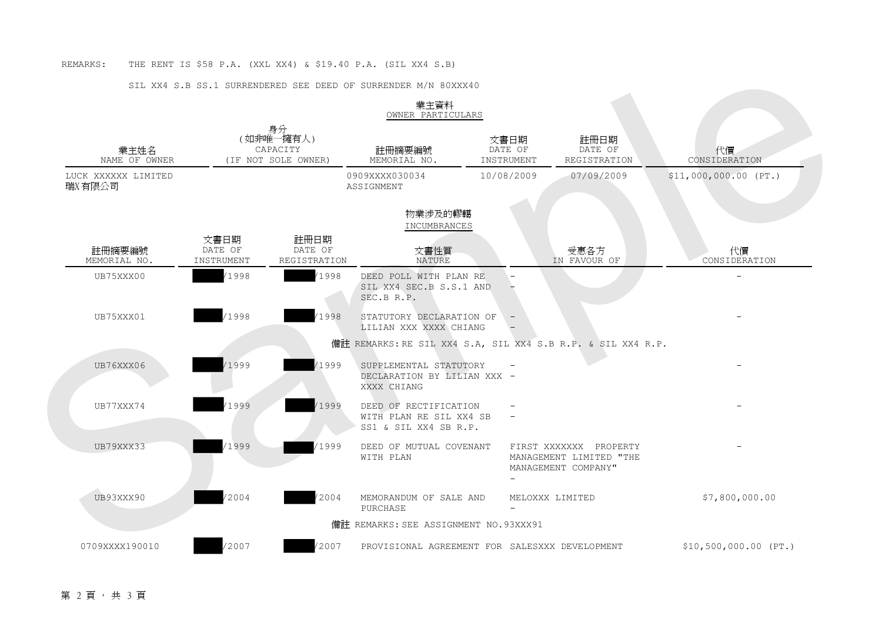REMARKS: THE RENT IS $58 P.A. (XXL XX4) & $19.40 P.A. (SIL XX4 S.B)

SIL XX4 S.B SS.1 SURRENDERED SEE DEED OF SURRENDER M/N 80XXX40

## 業主資料 OWNER PARTICULARS

| 業主姓名 NAME OF OWNER | 身分 (如非唯一擁有人) CAPACITY (IF NOT SOLE OWNER) | 註冊摘要編號 MEMORIAL NO. | 文書日期 DATE OF INSTRUMENT | 註冊日期 DATE OF REGISTRATION | 代價 CONSIDERATION |
|---|---|---|---|---|---|
| LUCK XXXXXX LIMITED 瑞X有限公司 | | 0909XXXX030034 ASSIGNMENT | 10/08/2009 | 07/09/2009 | $11,000,000.00 (PT.) |

## 物業涉及的轇轕 INCUMBRANCES

| 註冊摘要編號 MEMORIAL NO. | 文書日期 DATE OF INSTRUMENT | 註冊日期 DATE OF REGISTRATION | 文書性質 NATURE | 受惠各方 IN FAVOUR OF | 代價 CONSIDERATION |
|---|---|---|---|---|---|
| UB75XXX00 | /1998 | /1998 | DEED POLL WITH PLAN RE SIL XX4 SEC.B S.S.1 AND SEC.B R.P. | - - | - |
| UB75XXX01 | /1998 | /1998 | STATUTORY DECLARATION OF LILIAN XXX XXXX CHIANG | - - | - |
| | | | 備註 REMARKS: RE SIL XX4 S.A, SIL XX4 S.B R.P. & SIL XX4 R.P. | | |
| UB76XXX06 | /1999 | /1999 | SUPPLEMENTAL STATUTORY DECLARATION BY LILIAN XXX XXXX CHIANG | - - | - |
| UB77XXX74 | /1999 | /1999 | DEED OF RECTIFICATION WITH PLAN RE SIL XX4 SB SS1 & SIL XX4 SB R.P. | - - | - |
| UB79XXX33 | /1999 | /1999 | DEED OF MUTUAL COVENANT WITH PLAN | FIRST XXXXXXX PROPERTY MANAGEMENT LIMITED "THE MANAGEMENT COMPANY" - | - |
| UB93XXX90 | /2004 | /2004 | MEMORANDUM OF SALE AND PURCHASE | MELOXXX LIMITED - | $7,800,000.00 |
| | | | 備註 REMARKS: SEE ASSIGNMENT NO.93XXX91 | | |
| 0709XXXX190010 | /2007 | /2007 | PROVISIONAL AGREEMENT FOR SALE | SXXX DEVELOPMENT | $10,500,000.00 (PT.) |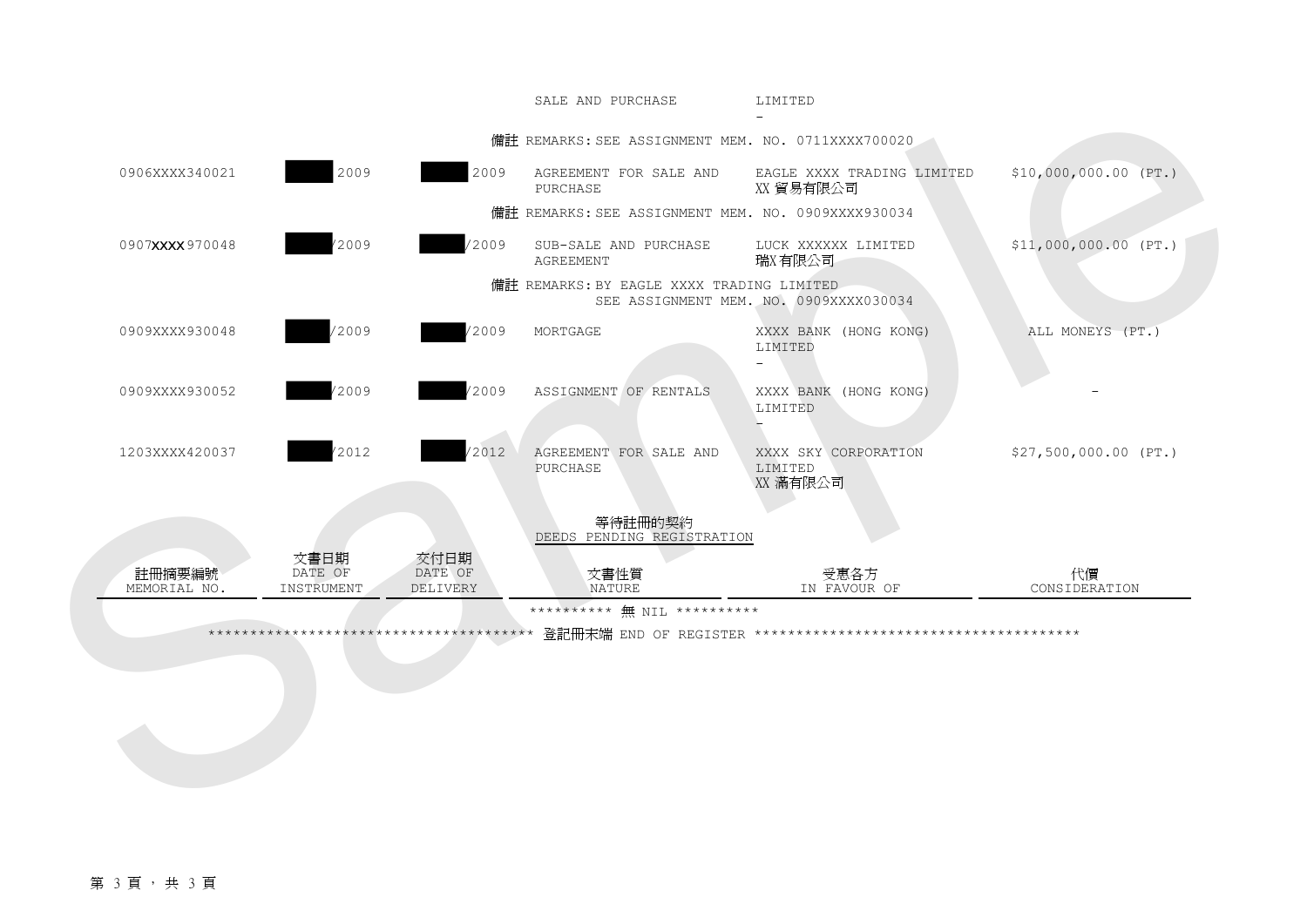| | | | | | |
|---|---|---|---|---|---|
| | | | SALE AND PURCHASE | LIMITED<br>- | |
| | | | 備註 REMARKS: SEE ASSIGNMENT MEM. NO. 0711XXXX700020 | | |
| 0906XXXX340021 | 2009 | 2009 | AGREEMENT FOR SALE AND PURCHASE | EAGLE XXXX TRADING LIMITED<br>XX 貿易有限公司 | $10,000,000.00 (PT.) |
| | | | 備註 REMARKS: SEE ASSIGNMENT MEM. NO. 0909XXXX930034 | | |
| 0907XXXX970048 | /2009 | /2009 | SUB-SALE AND PURCHASE AGREEMENT | LUCK XXXXXX LIMITED<br>瑞X 有限公司 | $11,000,000.00 (PT.) |
| | | | 備註 REMARKS: BY EAGLE XXXX TRADING LIMITED<br>SEE ASSIGNMENT MEM. NO. 0909XXXX030034 | | |
| 0909XXXX930048 | /2009 | /2009 | MORTGAGE | XXXX BANK (HONG KONG) LIMITED<br>- | ALL MONEYS (PT.) |
| 0909XXXX930052 | /2009 | /2009 | ASSIGNMENT OF RENTALS | XXXX BANK (HONG KONG) LIMITED<br>- | - |
| 1203XXXX420037 | /2012 | /2012 | AGREEMENT FOR SALE AND PURCHASE | XXXX SKY CORPORATION LIMITED<br>XX 滿有限公司 | $27,500,000.00 (PT.) |

等待註冊的契約
DEEDS PENDING REGISTRATION

| 註冊摘要編號<br>MEMORIAL NO. | 文書日期<br>DATE OF INSTRUMENT | 交付日期<br>DATE OF DELIVERY | 文書性質<br>NATURE | 受惠各方<br>IN FAVOUR OF | 代價<br>CONSIDERATION |
|---|---|---|---|---|---|
| | | | ********** 無 NIL ********** | | |

**************************************** 登記冊末端 END OF REGISTER ****************************************